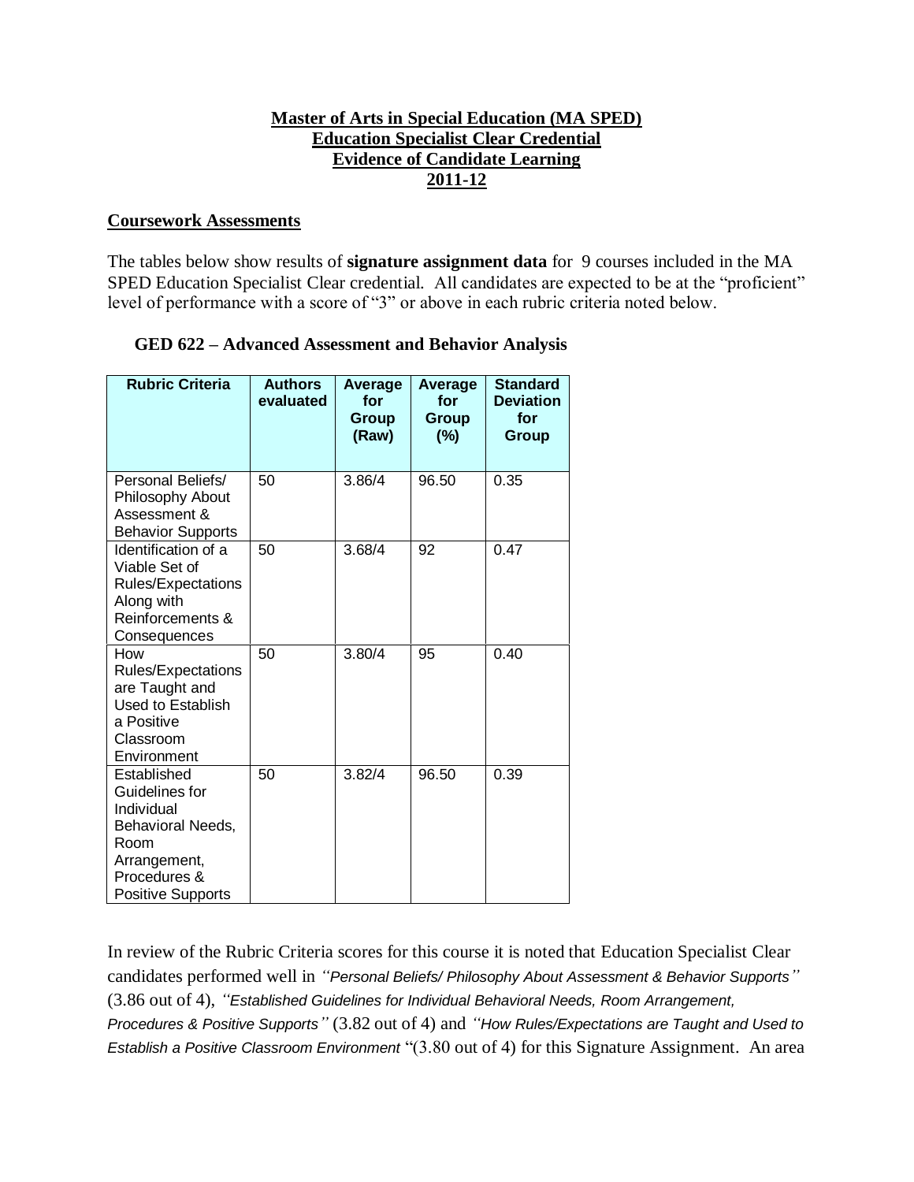**Master of Arts in Special Education (MA SPED)**
**Education Specialist Clear Credential**
**Evidence of Candidate Learning**
**2011-12**

## Coursework Assessments

The tables below show results of **signature assignment data** for 9 courses included in the MA SPED Education Specialist Clear credential. All candidates are expected to be at the "proficient" level of performance with a score of "3" or above in each rubric criteria noted below.

### GED 622 – Advanced Assessment and Behavior Analysis

| Rubric Criteria | Authors evaluated | Average for Group (Raw) | Average for Group (%) | Standard Deviation for Group |
|---|---|---|---|---|
| Personal Beliefs/ Philosophy About Assessment & Behavior Supports | 50 | 3.86/4 | 96.50 | 0.35 |
| Identification of a Viable Set of Rules/Expectations Along with Reinforcements & Consequences | 50 | 3.68/4 | 92 | 0.47 |
| How Rules/Expectations are Taught and Used to Establish a Positive Classroom Environment | 50 | 3.80/4 | 95 | 0.40 |
| Established Guidelines for Individual Behavioral Needs, Room Arrangement, Procedures & Positive Supports | 50 | 3.82/4 | 96.50 | 0.39 |

In review of the Rubric Criteria scores for this course it is noted that Education Specialist Clear candidates performed well in *"Personal Beliefs/ Philosophy About Assessment & Behavior Supports"* (3.86 out of 4), *"Established Guidelines for Individual Behavioral Needs, Room Arrangement, Procedures & Positive Supports"* (3.82 out of 4) and *"How Rules/Expectations are Taught and Used to Establish a Positive Classroom Environment* "(3.80 out of 4) for this Signature Assignment. An area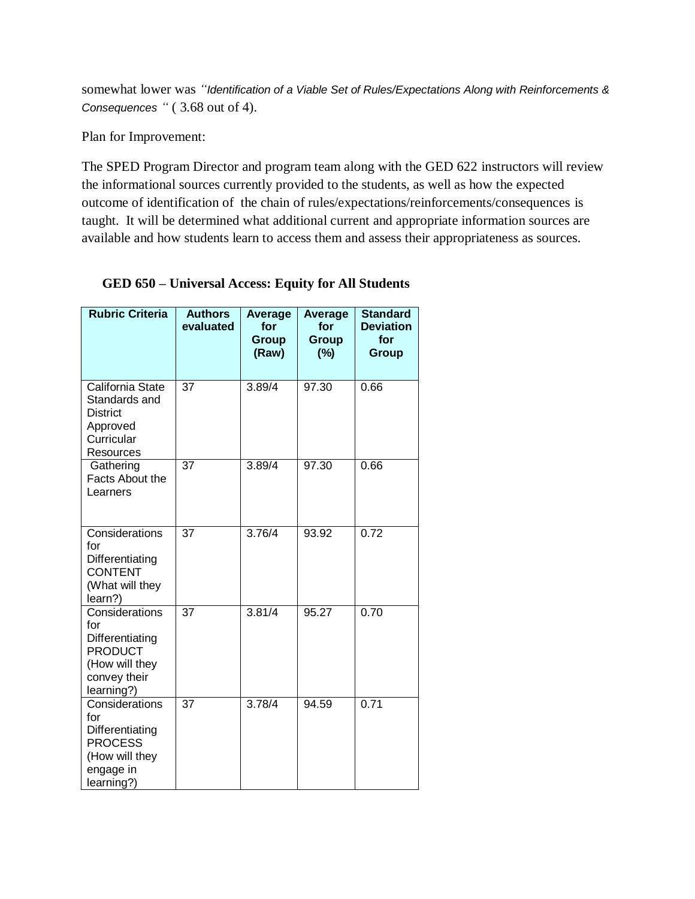somewhat lower was *"Identification of a Viable Set of Rules/Expectations Along with Reinforcements & Consequences "* ( 3.68 out of 4).

Plan for Improvement:

The SPED Program Director and program team along with the GED 622 instructors will review the informational sources currently provided to the students, as well as how the expected outcome of identification of the chain of rules/expectations/reinforcements/consequences is taught. It will be determined what additional current and appropriate information sources are available and how students learn to access them and assess their appropriateness as sources.

**GED 650 – Universal Access: Equity for All Students**

| Rubric Criteria | Authors evaluated | Average for Group (Raw) | Average for Group (%) | Standard Deviation for Group |
|---|---|---|---|---|
| California State Standards and District Approved Curricular Resources | 37 | 3.89/4 | 97.30 | 0.66 |
| Gathering Facts About the Learners | 37 | 3.89/4 | 97.30 | 0.66 |
| Considerations for Differentiating CONTENT (What will they learn?) | 37 | 3.76/4 | 93.92 | 0.72 |
| Considerations for Differentiating PRODUCT (How will they convey their learning?) | 37 | 3.81/4 | 95.27 | 0.70 |
| Considerations for Differentiating PROCESS (How will they engage in learning?) | 37 | 3.78/4 | 94.59 | 0.71 |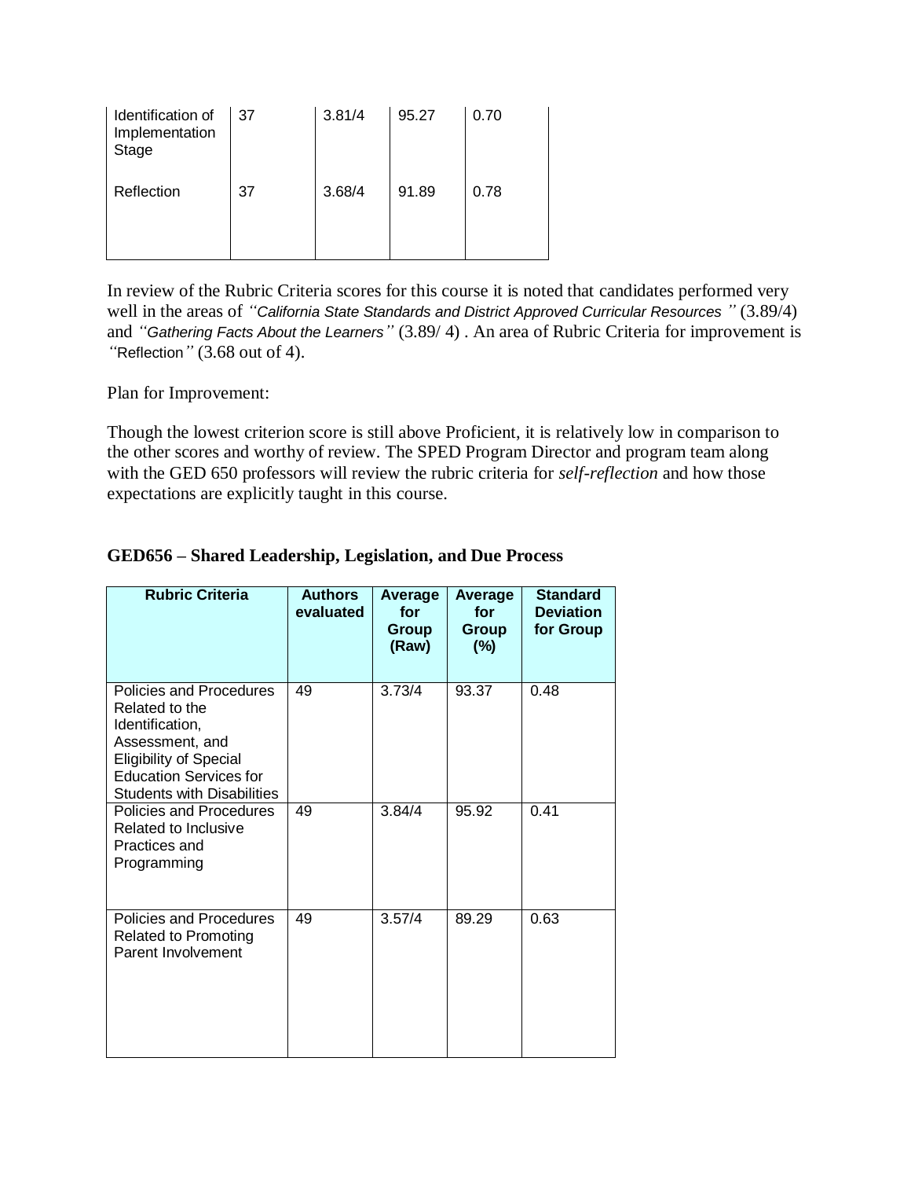| Identification of Implementation Stage | 37 | 3.81/4 | 95.27 | 0.70 |
|---|---|---|---|---|
| Reflection | 37 | 3.68/4 | 91.89 | 0.78 |

In review of the Rubric Criteria scores for this course it is noted that candidates performed very well in the areas of *"California State Standards and District Approved Curricular Resources "* (3.89/4) and *"Gathering Facts About the Learners"* (3.89/ 4) . An area of Rubric Criteria for improvement is "Reflection" (3.68 out of 4).

Plan for Improvement:

Though the lowest criterion score is still above Proficient, it is relatively low in comparison to the other scores and worthy of review. The SPED Program Director and program team along with the GED 650 professors will review the rubric criteria for *self-reflection* and how those expectations are explicitly taught in this course.

**GED656 – Shared Leadership, Legislation, and Due Process**

| Rubric Criteria | Authors evaluated | Average for Group (Raw) | Average for Group (%) | Standard Deviation for Group |
|---|---|---|---|---|
| Policies and Procedures Related to the Identification, Assessment, and Eligibility of Special Education Services for Students with Disabilities | 49 | 3.73/4 | 93.37 | 0.48 |
| Policies and Procedures Related to Inclusive Practices and Programming | 49 | 3.84/4 | 95.92 | 0.41 |
| Policies and Procedures Related to Promoting Parent Involvement | 49 | 3.57/4 | 89.29 | 0.63 |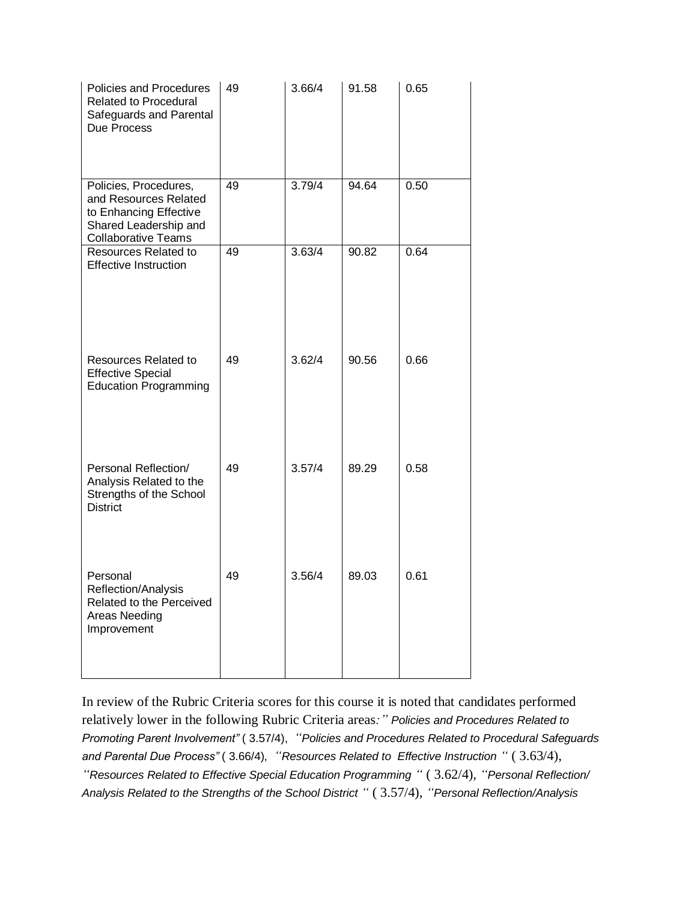| | | | | |
|---|---|---|---|---|
| Policies and Procedures Related to Procedural Safeguards and Parental Due Process | 49 | 3.66/4 | 91.58 | 0.65 |
| Policies, Procedures, and Resources Related to Enhancing Effective Shared Leadership and Collaborative Teams | 49 | 3.79/4 | 94.64 | 0.50 |
| Resources Related to Effective Instruction | 49 | 3.63/4 | 90.82 | 0.64 |
| Resources Related to Effective Special Education Programming | 49 | 3.62/4 | 90.56 | 0.66 |
| Personal Reflection/ Analysis Related to the Strengths of the School District | 49 | 3.57/4 | 89.29 | 0.58 |
| Personal Reflection/Analysis Related to the Perceived Areas Needing Improvement | 49 | 3.56/4 | 89.03 | 0.61 |

In review of the Rubric Criteria scores for this course it is noted that candidates performed relatively lower in the following Rubric Criteria areas*:" Policies and Procedures Related to Promoting Parent Involvement"* ( 3.57/4), *"Policies and Procedures Related to Procedural Safeguards and Parental Due Process"* ( 3.66/4), *"Resources Related to Effective Instruction "* ( 3.63/4), *"Resources Related to Effective Special Education Programming "* ( 3.62/4), *"Personal Reflection/ Analysis Related to the Strengths of the School District "* ( 3.57/4), *"Personal Reflection/Analysis*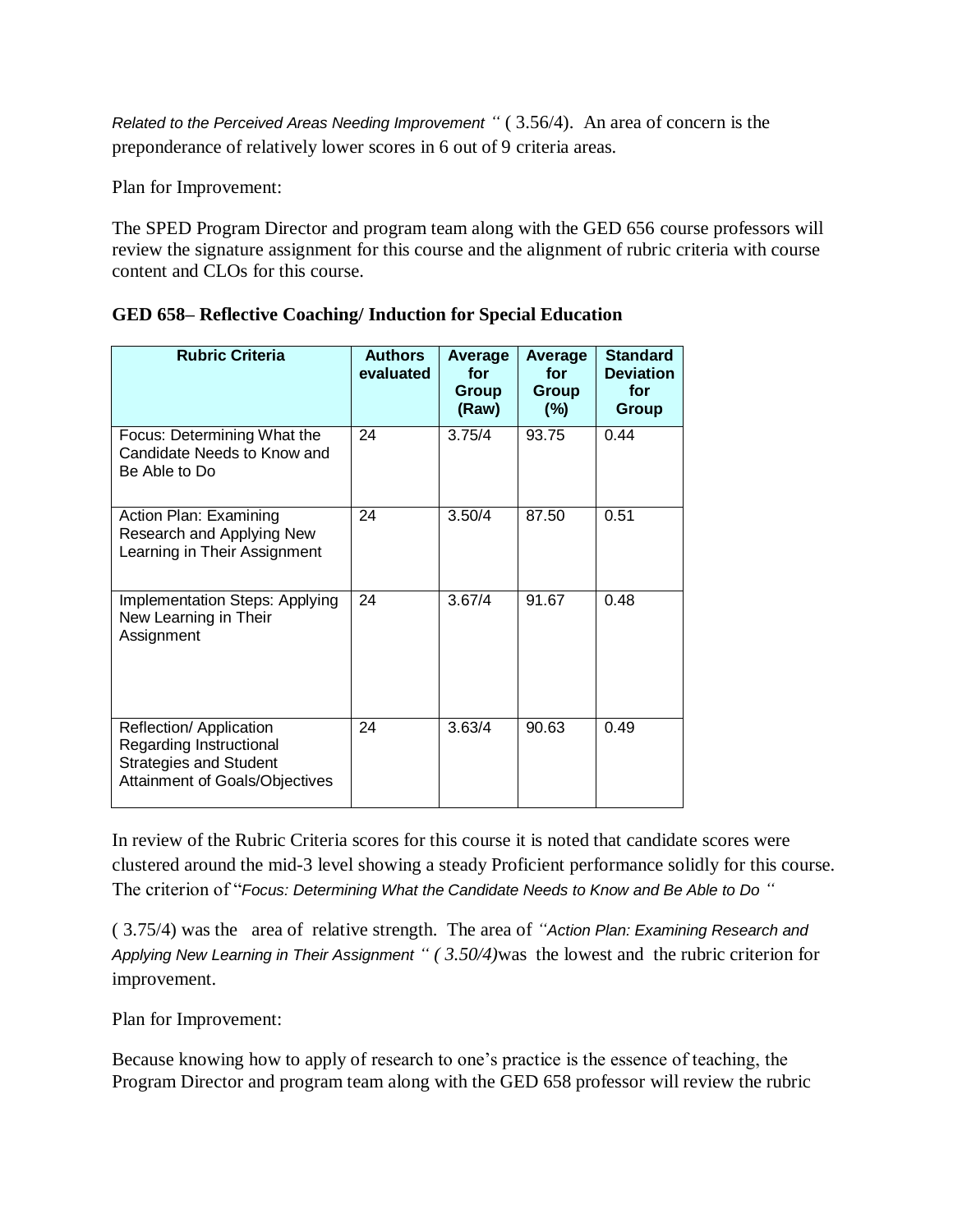*Related to the Perceived Areas Needing Improvement* " ( 3.56/4). An area of concern is the preponderance of relatively lower scores in 6 out of 9 criteria areas.

Plan for Improvement:

The SPED Program Director and program team along with the GED 656 course professors will review the signature assignment for this course and the alignment of rubric criteria with course content and CLOs for this course.

**GED 658– Reflective Coaching/ Induction for Special Education**

| Rubric Criteria | Authors evaluated | Average for Group (Raw) | Average for Group (%) | Standard Deviation for Group |
|---|---|---|---|---|
| Focus: Determining What the Candidate Needs to Know and Be Able to Do | 24 | 3.75/4 | 93.75 | 0.44 |
| Action Plan: Examining Research and Applying New Learning in Their Assignment | 24 | 3.50/4 | 87.50 | 0.51 |
| Implementation Steps: Applying New Learning in Their Assignment | 24 | 3.67/4 | 91.67 | 0.48 |
| Reflection/ Application Regarding Instructional Strategies and Student Attainment of Goals/Objectives | 24 | 3.63/4 | 90.63 | 0.49 |

In review of the Rubric Criteria scores for this course it is noted that candidate scores were clustered around the mid-3 level showing a steady Proficient performance solidly for this course. The criterion of "*Focus: Determining What the Candidate Needs to Know and Be Able to Do* "

( 3.75/4) was the area of relative strength. The area of *"Action Plan: Examining Research and Applying New Learning in Their Assignment " ( 3.50/4)*was the lowest and the rubric criterion for improvement.

Plan for Improvement:

Because knowing how to apply of research to one's practice is the essence of teaching, the Program Director and program team along with the GED 658 professor will review the rubric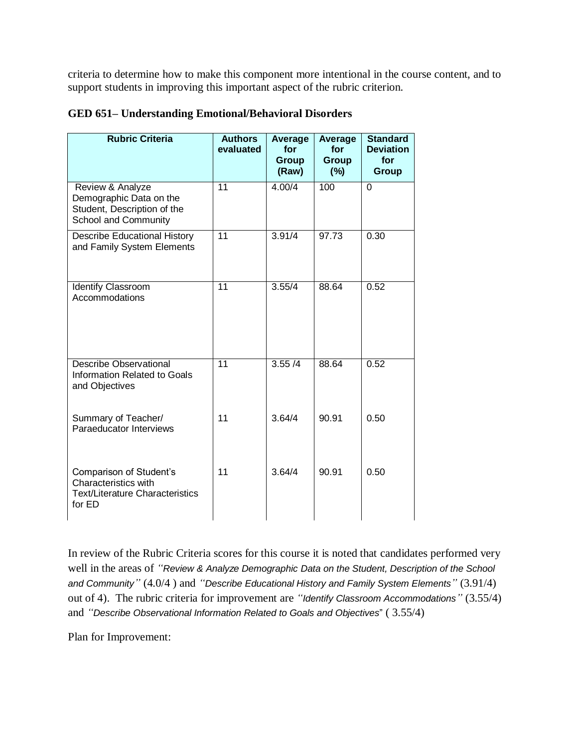criteria to determine how to make this component more intentional in the course content, and to support students in improving this important aspect of the rubric criterion.

**GED 651– Understanding Emotional/Behavioral Disorders**

| Rubric Criteria | Authors evaluated | Average for Group (Raw) | Average for Group (%) | Standard Deviation for Group |
|---|---|---|---|---|
| Review & Analyze Demographic Data on the Student, Description of the School and Community | 11 | 4.00/4 | 100 | 0 |
| Describe Educational History and Family System Elements | 11 | 3.91/4 | 97.73 | 0.30 |
| Identify Classroom Accommodations | 11 | 3.55/4 | 88.64 | 0.52 |
| Describe Observational Information Related to Goals and Objectives | 11 | 3.55 /4 | 88.64 | 0.52 |
| Summary of Teacher/ Paraeducator Interviews | 11 | 3.64/4 | 90.91 | 0.50 |
| Comparison of Student's Characteristics with Text/Literature Characteristics for ED | 11 | 3.64/4 | 90.91 | 0.50 |

In review of the Rubric Criteria scores for this course it is noted that candidates performed very well in the areas of *"Review & Analyze Demographic Data on the Student, Description of the School and Community"* (4.0/4 ) and *"Describe Educational History and Family System Elements"* (3.91/4) out of 4). The rubric criteria for improvement are *"Identify Classroom Accommodations"* (3.55/4) and *"Describe Observational Information Related to Goals and Objectives*" ( 3.55/4)

Plan for Improvement: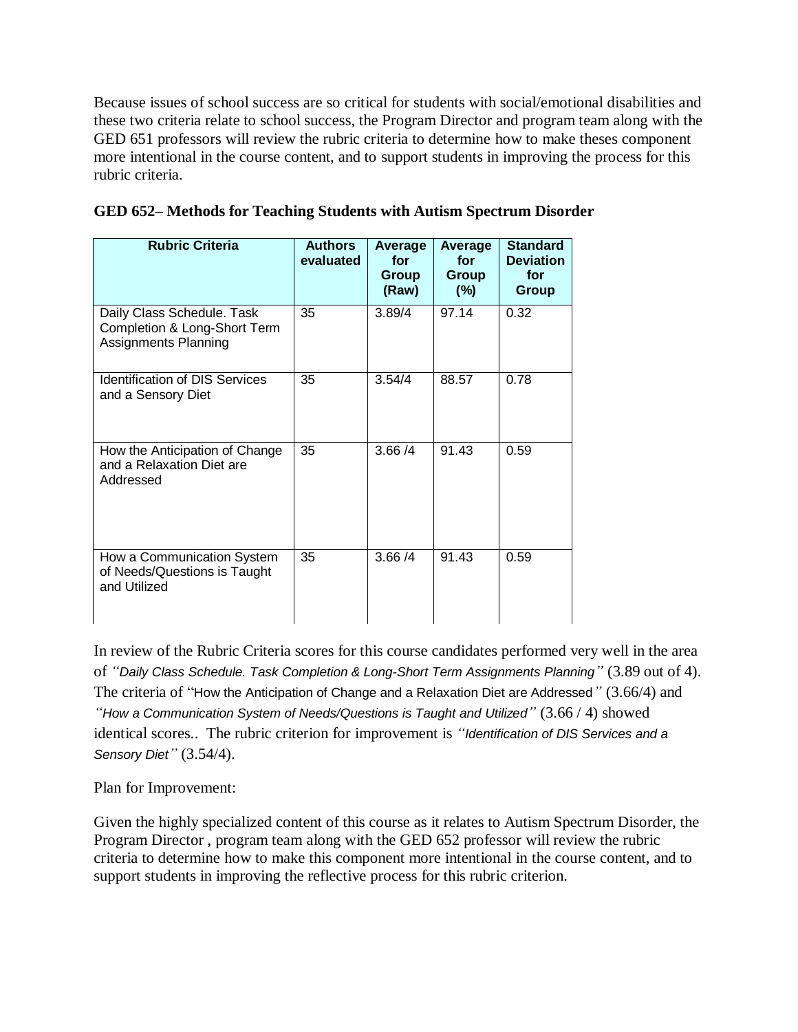Because issues of school success are so critical for students with social/emotional disabilities and these two criteria relate to school success, the Program Director and program team along with the GED 651 professors will review the rubric criteria to determine how to make theses component more intentional in the course content, and to support students in improving the process for this rubric criteria.

**GED 652– Methods for Teaching Students with Autism Spectrum Disorder**

| Rubric Criteria | Authors evaluated | Average for Group (Raw) | Average for Group (%) | Standard Deviation for Group |
|---|---|---|---|---|
| Daily Class Schedule. Task Completion & Long-Short Term Assignments Planning | 35 | 3.89/4 | 97.14 | 0.32 |
| Identification of DIS Services and a Sensory Diet | 35 | 3.54/4 | 88.57 | 0.78 |
| How the Anticipation of Change and a Relaxation Diet are Addressed | 35 | 3.66 /4 | 91.43 | 0.59 |
| How a Communication System of Needs/Questions is Taught and Utilized | 35 | 3.66 /4 | 91.43 | 0.59 |

In review of the Rubric Criteria scores for this course candidates performed very well in the area of *"Daily Class Schedule. Task Completion & Long-Short Term Assignments Planning"* (3.89 out of 4). The criteria of "How the Anticipation of Change and a Relaxation Diet are Addressed*"* (3.66/4) and *"How a Communication System of Needs/Questions is Taught and Utilized"* (3.66 / 4) showed identical scores.. The rubric criterion for improvement is *"Identification of DIS Services and a Sensory Diet"* (3.54/4).

Plan for Improvement:

Given the highly specialized content of this course as it relates to Autism Spectrum Disorder, the Program Director , program team along with the GED 652 professor will review the rubric criteria to determine how to make this component more intentional in the course content, and to support students in improving the reflective process for this rubric criterion.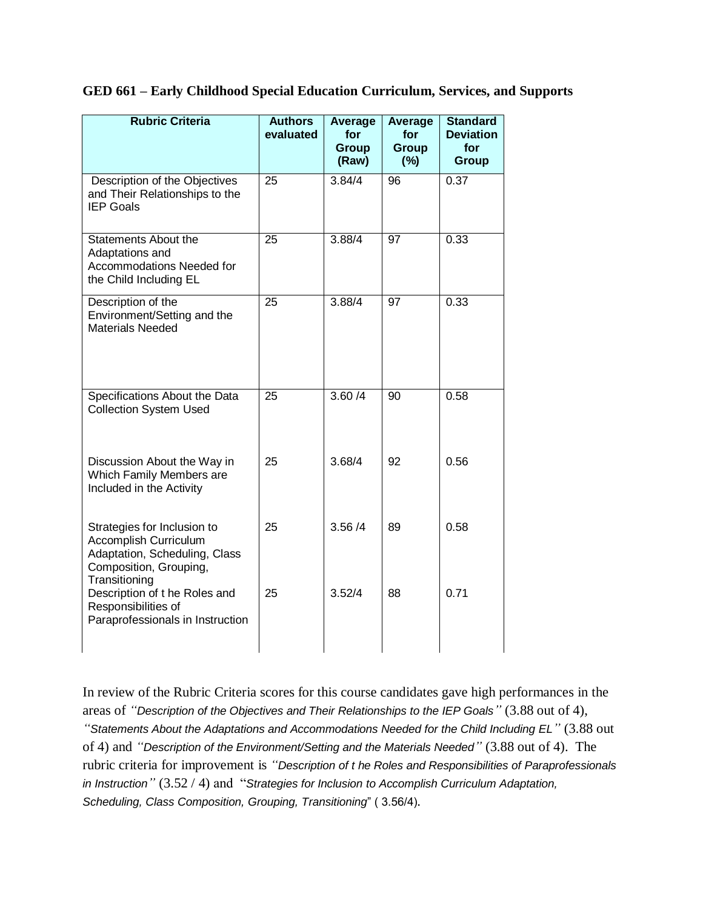**GED 661 – Early Childhood Special Education Curriculum, Services, and Supports**

| Rubric Criteria | Authors evaluated | Average for Group (Raw) | Average for Group (%) | Standard Deviation for Group |
|---|---|---|---|---|
| Description of the Objectives and Their Relationships to the IEP Goals | 25 | 3.84/4 | 96 | 0.37 |
| Statements About the Adaptations and Accommodations Needed for the Child Including EL | 25 | 3.88/4 | 97 | 0.33 |
| Description of the Environment/Setting and the Materials Needed | 25 | 3.88/4 | 97 | 0.33 |
| Specifications About the Data Collection System Used | 25 | 3.60 /4 | 90 | 0.58 |
| Discussion About the Way in Which Family Members are Included in the Activity | 25 | 3.68/4 | 92 | 0.56 |
| Strategies for Inclusion to Accomplish Curriculum Adaptation, Scheduling, Class Composition, Grouping, Transitioning | 25 | 3.56 /4 | 89 | 0.58 |
| Description of t he Roles and Responsibilities of Paraprofessionals in Instruction | 25 | 3.52/4 | 88 | 0.71 |

In review of the Rubric Criteria scores for this course candidates gave high performances in the areas of *"Description of the Objectives and Their Relationships to the IEP Goals"* (3.88 out of 4), *"Statements About the Adaptations and Accommodations Needed for the Child Including EL"* (3.88 out of 4) and *"Description of the Environment/Setting and the Materials Needed"* (3.88 out of 4). The rubric criteria for improvement is *"Description of t he Roles and Responsibilities of Paraprofessionals in Instruction"* (3.52 / 4) and "*Strategies for Inclusion to Accomplish Curriculum Adaptation, Scheduling, Class Composition, Grouping, Transitioning*" ( 3.56/4).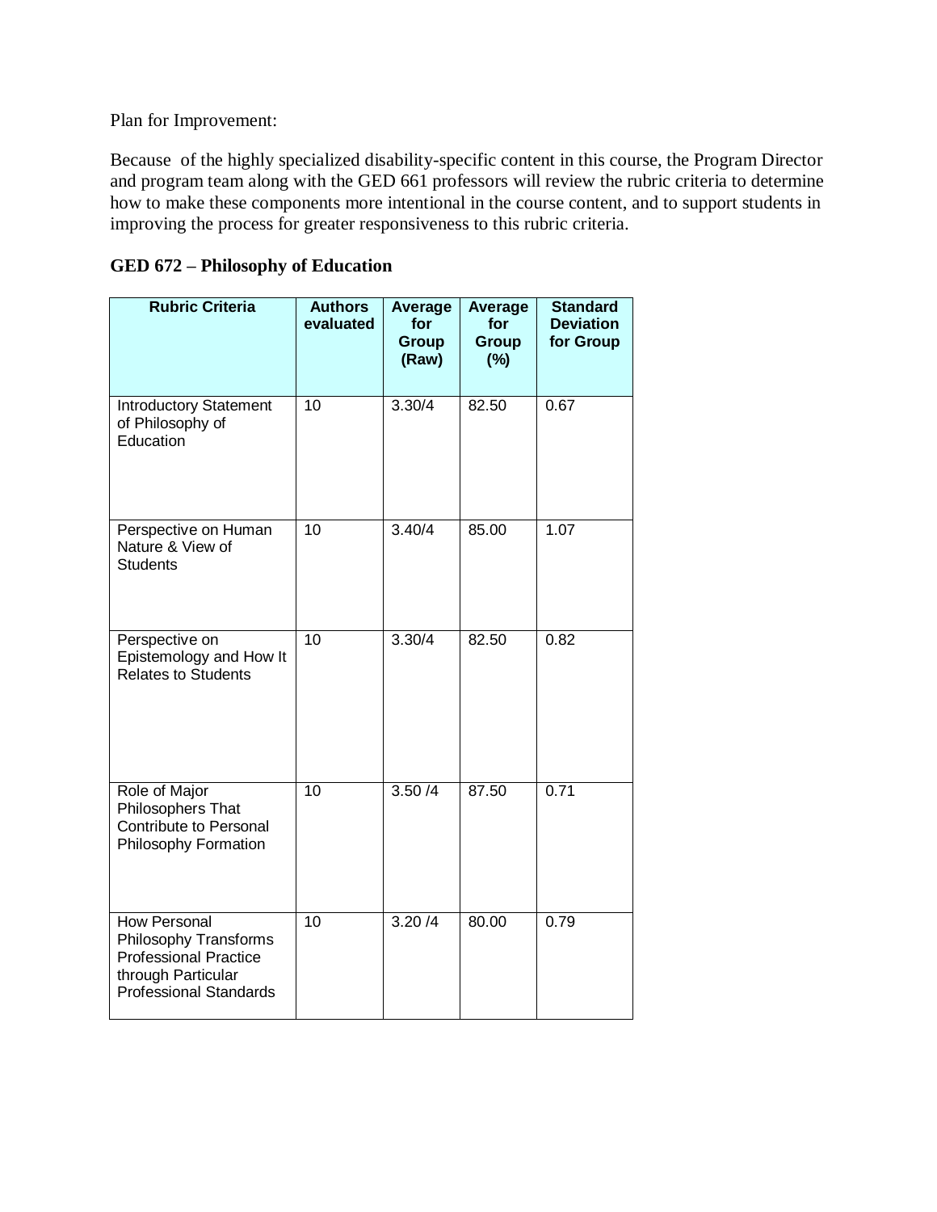Plan for Improvement:

Because of the highly specialized disability-specific content in this course, the Program Director and program team along with the GED 661 professors will review the rubric criteria to determine how to make these components more intentional in the course content, and to support students in improving the process for greater responsiveness to this rubric criteria.

**GED 672 – Philosophy of Education**

| Rubric Criteria | Authors evaluated | Average for Group (Raw) | Average for Group (%) | Standard Deviation for Group |
|---|---|---|---|---|
| Introductory Statement of Philosophy of Education | 10 | 3.30/4 | 82.50 | 0.67 |
| Perspective on Human Nature & View of Students | 10 | 3.40/4 | 85.00 | 1.07 |
| Perspective on Epistemology and How It Relates to Students | 10 | 3.30/4 | 82.50 | 0.82 |
| Role of Major Philosophers That Contribute to Personal Philosophy Formation | 10 | 3.50 /4 | 87.50 | 0.71 |
| How Personal Philosophy Transforms Professional Practice through Particular Professional Standards | 10 | 3.20 /4 | 80.00 | 0.79 |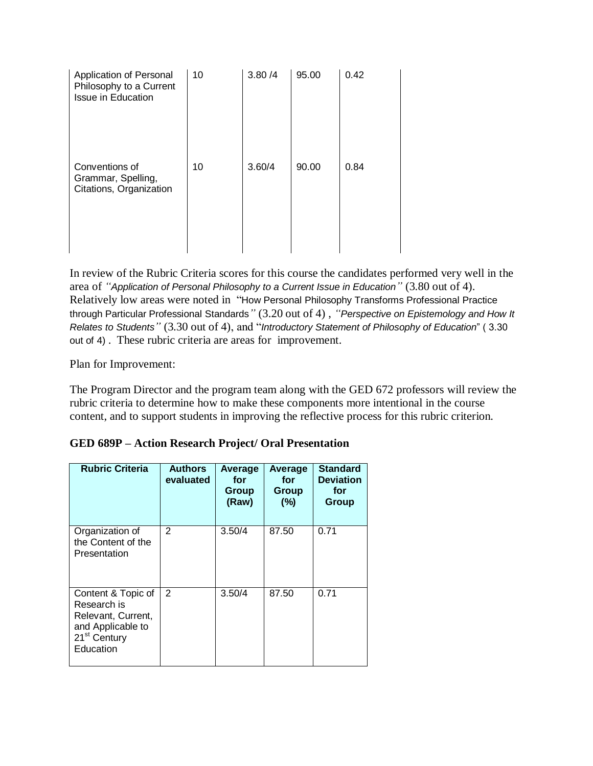| | | | | |
|---|---|---|---|---|
| Application of Personal Philosophy to a Current Issue in Education | 10 | 3.80 /4 | 95.00 | 0.42 |
| Conventions of Grammar, Spelling, Citations, Organization | 10 | 3.60/4 | 90.00 | 0.84 |

In review of the Rubric Criteria scores for this course the candidates performed very well in the area of *"Application of Personal Philosophy to a Current Issue in Education"* (3.80 out of 4). Relatively low areas were noted in "How Personal Philosophy Transforms Professional Practice through Particular Professional Standards*"* (3.20 out of 4) , *"Perspective on Epistemology and How It Relates to Students"* (3.30 out of 4), and "*Introductory Statement of Philosophy of Education*" ( 3.30 out of 4) . These rubric criteria are areas for improvement.

Plan for Improvement:

The Program Director and the program team along with the GED 672 professors will review the rubric criteria to determine how to make these components more intentional in the course content, and to support students in improving the reflective process for this rubric criterion.

**GED 689P – Action Research Project/ Oral Presentation**

| Rubric Criteria | Authors evaluated | Average for Group (Raw) | Average for Group (%) | Standard Deviation for Group |
|---|---|---|---|---|
| Organization of the Content of the Presentation | 2 | 3.50/4 | 87.50 | 0.71 |
| Content & Topic of Research is Relevant, Current, and Applicable to 21st Century Education | 2 | 3.50/4 | 87.50 | 0.71 |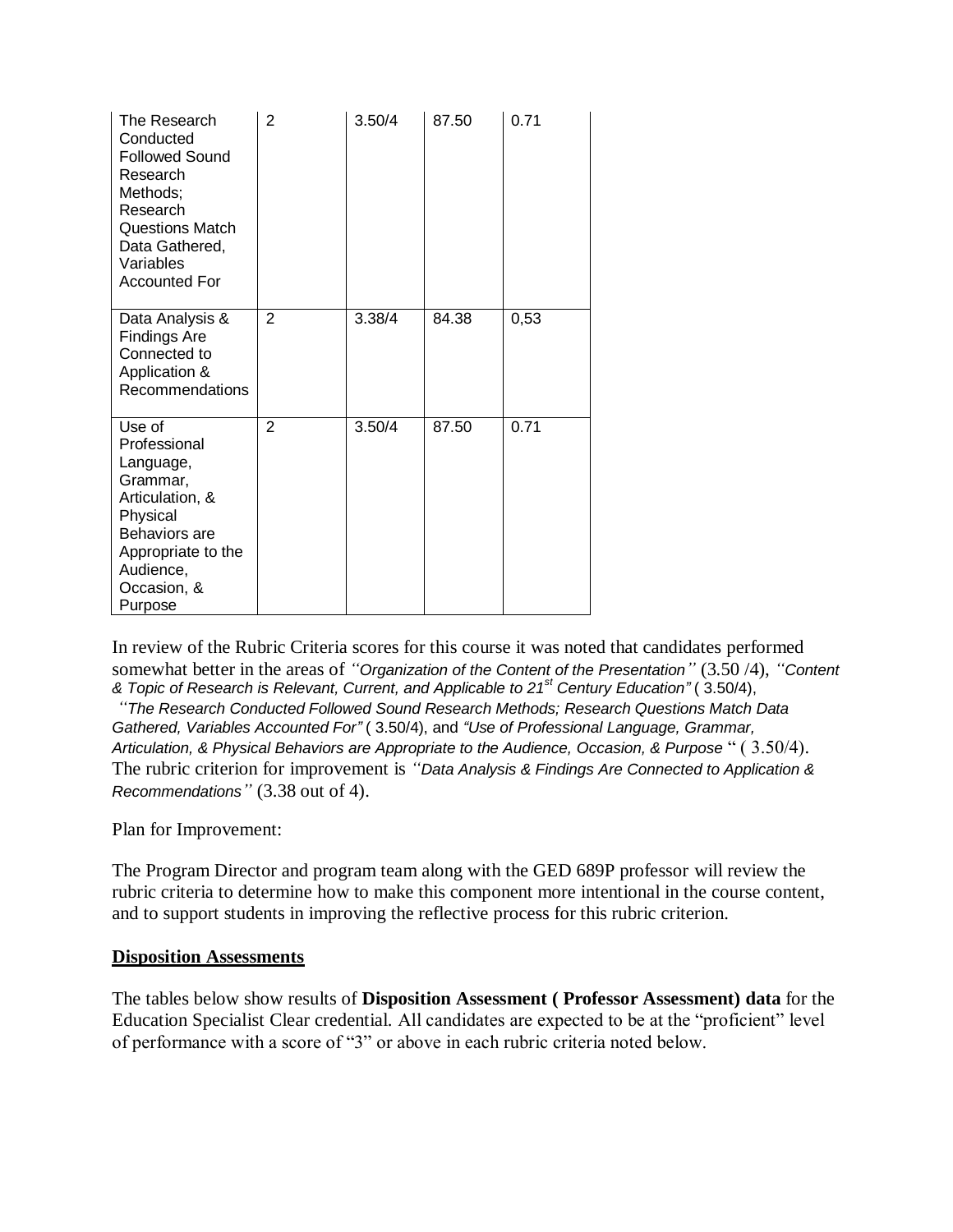| The Research Conducted Followed Sound Research Methods; Research Questions Match Data Gathered, Variables Accounted For | 2 | 3.50/4 | 87.50 | 0.71 |
|---|---|---|---|---|
| Data Analysis & Findings Are Connected to Application & Recommendations | 2 | 3.38/4 | 84.38 | 0,53 |
| Use of Professional Language, Grammar, Articulation, & Physical Behaviors are Appropriate to the Audience, Occasion, & Purpose | 2 | 3.50/4 | 87.50 | 0.71 |

In review of the Rubric Criteria scores for this course it was noted that candidates performed somewhat better in the areas of *"Organization of the Content of the Presentation"* (3.50 /4), *"Content & Topic of Research is Relevant, Current, and Applicable to 21st Century Education"* ( 3.50/4), *"The Research Conducted Followed Sound Research Methods; Research Questions Match Data Gathered, Variables Accounted For"* ( 3.50/4), and *"Use of Professional Language, Grammar, Articulation, & Physical Behaviors are Appropriate to the Audience, Occasion, & Purpose* " ( 3.50/4). The rubric criterion for improvement is *"Data Analysis & Findings Are Connected to Application & Recommendations"* (3.38 out of 4).

Plan for Improvement:

The Program Director and program team along with the GED 689P professor will review the rubric criteria to determine how to make this component more intentional in the course content, and to support students in improving the reflective process for this rubric criterion.

**Disposition Assessments**

The tables below show results of **Disposition Assessment ( Professor Assessment) data** for the Education Specialist Clear credential. All candidates are expected to be at the "proficient" level of performance with a score of "3" or above in each rubric criteria noted below.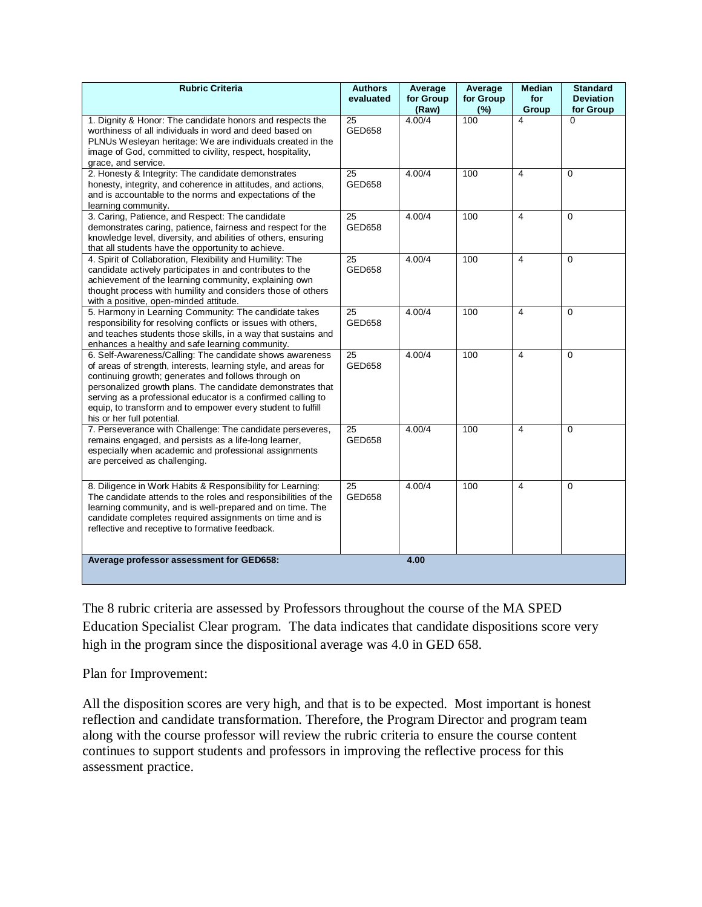| Rubric Criteria | Authors evaluated | Average for Group (Raw) | Average for Group (%) | Median for Group | Standard Deviation for Group |
|---|---|---|---|---|---|
| 1. Dignity & Honor: The candidate honors and respects the worthiness of all individuals in word and deed based on PLNUs Wesleyan heritage: We are individuals created in the image of God, committed to civility, respect, hospitality, grace, and service. | 25 GED658 | 4.00/4 | 100 | 4 | 0 |
| 2. Honesty & Integrity: The candidate demonstrates honesty, integrity, and coherence in attitudes, and actions, and is accountable to the norms and expectations of the learning community. | 25 GED658 | 4.00/4 | 100 | 4 | 0 |
| 3. Caring, Patience, and Respect: The candidate demonstrates caring, patience, fairness and respect for the knowledge level, diversity, and abilities of others, ensuring that all students have the opportunity to achieve. | 25 GED658 | 4.00/4 | 100 | 4 | 0 |
| 4. Spirit of Collaboration, Flexibility and Humility: The candidate actively participates in and contributes to the achievement of the learning community, explaining own thought process with humility and considers those of others with a positive, open-minded attitude. | 25 GED658 | 4.00/4 | 100 | 4 | 0 |
| 5. Harmony in Learning Community: The candidate takes responsibility for resolving conflicts or issues with others, and teaches students those skills, in a way that sustains and enhances a healthy and safe learning community. | 25 GED658 | 4.00/4 | 100 | 4 | 0 |
| 6. Self-Awareness/Calling: The candidate shows awareness of areas of strength, interests, learning style, and areas for continuing growth; generates and follows through on personalized growth plans. The candidate demonstrates that serving as a professional educator is a confirmed calling to equip, to transform and to empower every student to fulfill his or her full potential. | 25 GED658 | 4.00/4 | 100 | 4 | 0 |
| 7. Perseverance with Challenge: The candidate perseveres, remains engaged, and persists as a life-long learner, especially when academic and professional assignments are perceived as challenging. | 25 GED658 | 4.00/4 | 100 | 4 | 0 |
| 8. Diligence in Work Habits & Responsibility for Learning: The candidate attends to the roles and responsibilities of the learning community, and is well-prepared and on time. The candidate completes required assignments on time and is reflective and receptive to formative feedback. | 25 GED658 | 4.00/4 | 100 | 4 | 0 |
| **Average professor assessment for GED658:** | | **4.00** | | | |

The 8 rubric criteria are assessed by Professors throughout the course of the MA SPED Education Specialist Clear program. The data indicates that candidate dispositions score very high in the program since the dispositional average was 4.0 in GED 658.

Plan for Improvement:

All the disposition scores are very high, and that is to be expected. Most important is honest reflection and candidate transformation. Therefore, the Program Director and program team along with the course professor will review the rubric criteria to ensure the course content continues to support students and professors in improving the reflective process for this assessment practice.